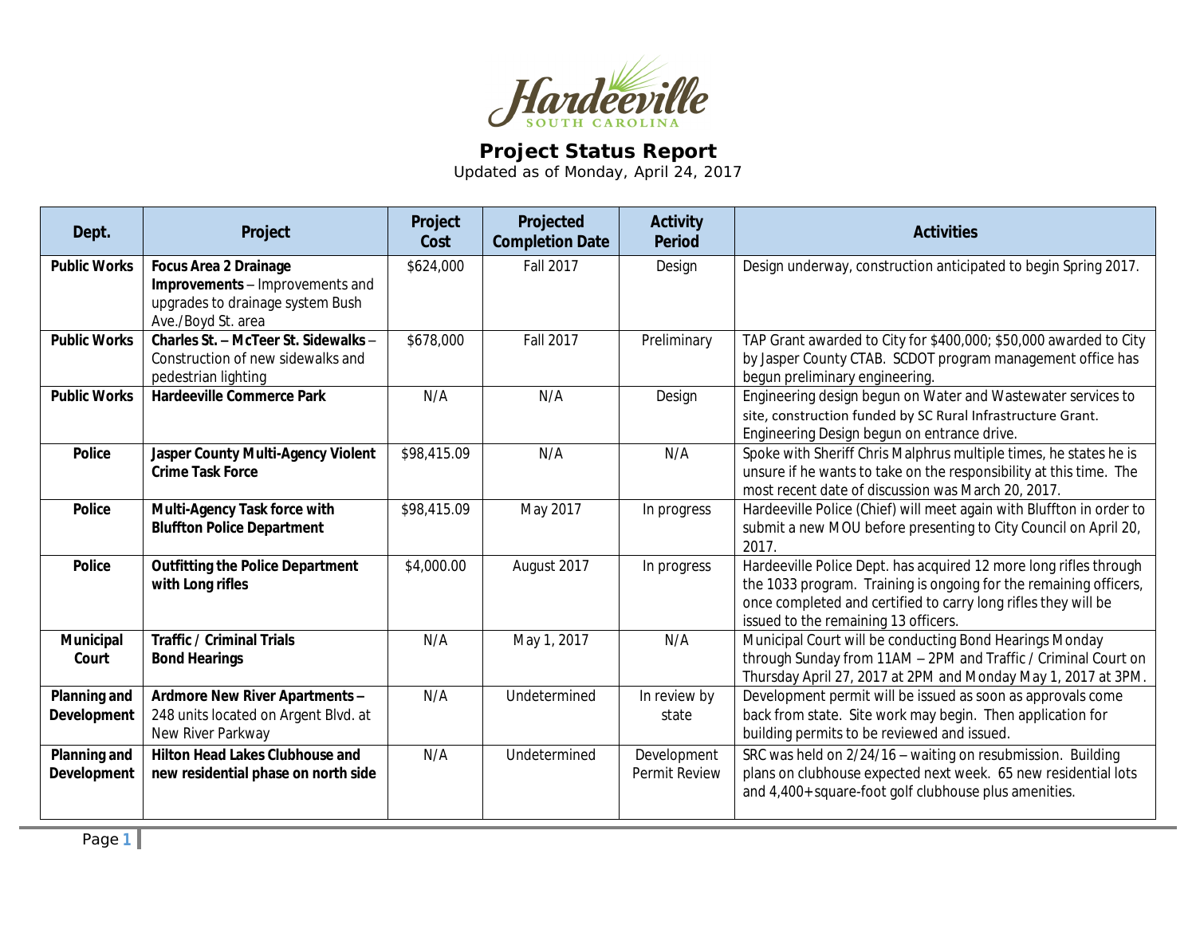Hardeeville
SOUTH CAROLINA

# Project Status Report

Updated as of Monday, April 24, 2017

| Dept. | Project | Project Cost | Projected Completion Date | Activity Period | Activities |
|---|---|---|---|---|---|
| **Public Works** | **Focus Area 2 Drainage Improvements** – Improvements and upgrades to drainage system Bush Ave./Boyd St. area | $624,000 | Fall 2017 | Design | Design underway, construction anticipated to begin Spring 2017. |
| **Public Works** | **Charles St. – McTeer St. Sidewalks** – Construction of new sidewalks and pedestrian lighting | $678,000 | Fall 2017 | Preliminary | TAP Grant awarded to City for $400,000; $50,000 awarded to City by Jasper County CTAB. SCDOT program management office has begun preliminary engineering. |
| **Public Works** | **Hardeeville Commerce Park** | N/A | N/A | Design | Engineering design begun on Water and Wastewater services to site, construction funded by SC Rural Infrastructure Grant. Engineering Design begun on entrance drive. |
| **Police** | **Jasper County Multi-Agency Violent Crime Task Force** | $98,415.09 | N/A | N/A | Spoke with Sheriff Chris Malphrus multiple times, he states he is unsure if he wants to take on the responsibility at this time. The most recent date of discussion was March 20, 2017. |
| **Police** | **Multi-Agency Task force with Bluffton Police Department** | $98,415.09 | May 2017 | In progress | Hardeeville Police (Chief) will meet again with Bluffton in order to submit a new MOU before presenting to City Council on April 20, 2017. |
| **Police** | **Outfitting the Police Department with Long rifles** | $4,000.00 | August 2017 | In progress | Hardeeville Police Dept. has acquired 12 more long rifles through the 1033 program. Training is ongoing for the remaining officers, once completed and certified to carry long rifles they will be issued to the remaining 13 officers. |
| **Municipal Court** | **Traffic / Criminal Trials Bond Hearings** | N/A | May 1, 2017 | N/A | Municipal Court will be conducting Bond Hearings Monday through Sunday from 11AM – 2PM and Traffic / Criminal Court on Thursday April 27, 2017 at 2PM and Monday May 1, 2017 at 3PM. |
| **Planning and Development** | **Ardmore New River Apartments** – 248 units located on Argent Blvd. at New River Parkway | N/A | Undetermined | In review by state | Development permit will be issued as soon as approvals come back from state. Site work may begin. Then application for building permits to be reviewed and issued. |
| **Planning and Development** | **Hilton Head Lakes Clubhouse and new residential phase on north side** | N/A | Undetermined | Development Permit Review | SRC was held on 2/24/16 – waiting on resubmission. Building plans on clubhouse expected next week. 65 new residential lots and 4,400+square-foot golf clubhouse plus amenities. |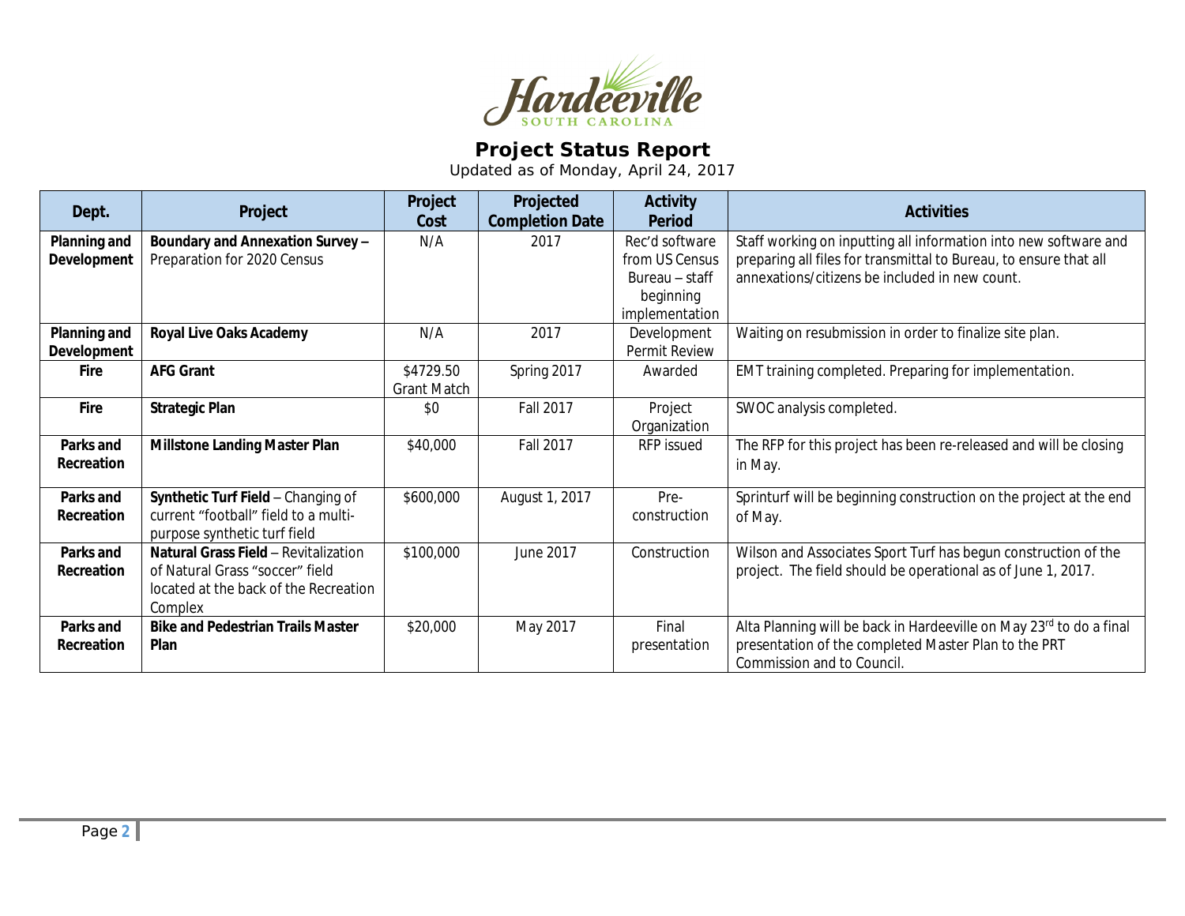Hardeeville
SOUTH CAROLINA

# Project Status Report

Updated as of Monday, April 24, 2017

| Dept. | Project | Project Cost | Projected Completion Date | Activity Period | Activities |
|---|---|---|---|---|---|
| **Planning and Development** | **Boundary and Annexation Survey –** Preparation for 2020 Census | N/A | 2017 | Rec'd software from US Census Bureau – staff beginning implementation | Staff working on inputting all information into new software and preparing all files for transmittal to Bureau, to ensure that all annexations/citizens be included in new count. |
| **Planning and Development** | **Royal Live Oaks Academy** | N/A | 2017 | Development Permit Review | Waiting on resubmission in order to finalize site plan. |
| **Fire** | **AFG Grant** | \$4729.50 Grant Match | Spring 2017 | Awarded | EMT training completed. Preparing for implementation. |
| **Fire** | **Strategic Plan** | \$0 | Fall 2017 | Project Organization | SWOC analysis completed. |
| **Parks and Recreation** | **Millstone Landing Master Plan** | \$40,000 | Fall 2017 | RFP issued | The RFP for this project has been re-released and will be closing in May. |
| **Parks and Recreation** | **Synthetic Turf Field** – Changing of current "football" field to a multi-purpose synthetic turf field | \$600,000 | August 1, 2017 | Pre-construction | Sprinturf will be beginning construction on the project at the end of May. |
| **Parks and Recreation** | **Natural Grass Field** – Revitalization of Natural Grass "soccer" field located at the back of the Recreation Complex | \$100,000 | June 2017 | Construction | Wilson and Associates Sport Turf has begun construction of the project. The field should be operational as of June 1, 2017. |
| **Parks and Recreation** | **Bike and Pedestrian Trails Master Plan** | \$20,000 | May 2017 | Final presentation | Alta Planning will be back in Hardeeville on May 23rd to do a final presentation of the completed Master Plan to the PRT Commission and to Council. |